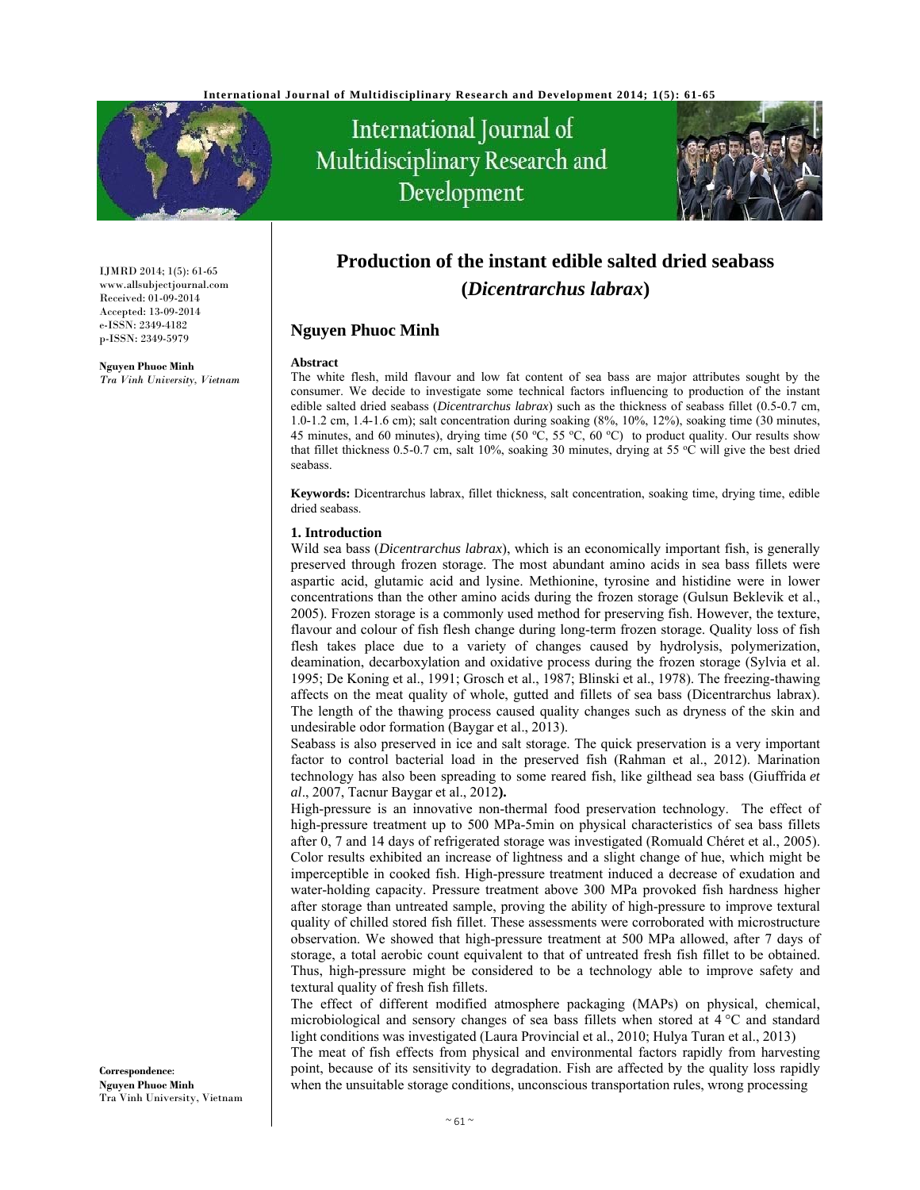# Production of the instant edible salted dried seabass (*Dicentrarchus labrax*)

## Nguyen Phuoc Minh

IJMRD 2014; 1(5): 61-65
www.allsubjectjournal.com
Received: 01-09-2014
Accepted: 13-09-2014
e-ISSN: 2349-4182
p-ISSN: 2349-5979

**Nguyen Phuoc Minh**
*Tra Vinh University, Vietnam*

**Correspondence**:
**Nguyen Phuoc Minh**
Tra Vinh University, Vietnam

### Abstract

The white flesh, mild flavour and low fat content of sea bass are major attributes sought by the consumer. We decide to investigate some technical factors influencing to production of the instant edible salted dried seabass (*Dicentrarchus labrax*) such as the thickness of seabass fillet (0.5-0.7 cm, 1.0-1.2 cm, 1.4-1.6 cm); salt concentration during soaking (8%, 10%, 12%), soaking time (30 minutes, 45 minutes, and 60 minutes), drying time (50 °C, 55 °C, 60 °C) to product quality. Our results show that fillet thickness 0.5-0.7 cm, salt 10%, soaking 30 minutes, drying at 55 °C will give the best dried seabass.

**Keywords:** Dicentrarchus labrax, fillet thickness, salt concentration, soaking time, drying time, edible dried seabass.

### 1. Introduction

Wild sea bass (*Dicentrarchus labrax*), which is an economically important fish, is generally preserved through frozen storage. The most abundant amino acids in sea bass fillets were aspartic acid, glutamic acid and lysine. Methionine, tyrosine and histidine were in lower concentrations than the other amino acids during the frozen storage (Gulsun Beklevik et al., 2005). Frozen storage is a commonly used method for preserving fish. However, the texture, flavour and colour of fish flesh change during long-term frozen storage. Quality loss of fish flesh takes place due to a variety of changes caused by hydrolysis, polymerization, deamination, decarboxylation and oxidative process during the frozen storage (Sylvia et al. 1995; De Koning et al., 1991; Grosch et al., 1987; Blinski et al., 1978). The freezing-thawing affects on the meat quality of whole, gutted and fillets of sea bass (Dicentrarchus labrax). The length of the thawing process caused quality changes such as dryness of the skin and undesirable odor formation (Baygar et al., 2013).

Seabass is also preserved in ice and salt storage. The quick preservation is a very important factor to control bacterial load in the preserved fish (Rahman et al., 2012). Marination technology has also been spreading to some reared fish, like gilthead sea bass (Giuffrida *et al*., 2007, Tacnur Baygar et al., 2012**).**

High-pressure is an innovative non-thermal food preservation technology. The effect of high-pressure treatment up to 500 MPa-5min on physical characteristics of sea bass fillets after 0, 7 and 14 days of refrigerated storage was investigated (Romuald Chéret et al., 2005). Color results exhibited an increase of lightness and a slight change of hue, which might be imperceptible in cooked fish. High-pressure treatment induced a decrease of exudation and water-holding capacity. Pressure treatment above 300 MPa provoked fish hardness higher after storage than untreated sample, proving the ability of high-pressure to improve textural quality of chilled stored fish fillet. These assessments were corroborated with microstructure observation. We showed that high-pressure treatment at 500 MPa allowed, after 7 days of storage, a total aerobic count equivalent to that of untreated fresh fish fillet to be obtained. Thus, high-pressure might be considered to be a technology able to improve safety and textural quality of fresh fish fillets.

The effect of different modified atmosphere packaging (MAPs) on physical, chemical, microbiological and sensory changes of sea bass fillets when stored at 4 °C and standard light conditions was investigated (Laura Provincial et al., 2010; Hulya Turan et al., 2013)

The meat of fish effects from physical and environmental factors rapidly from harvesting point, because of its sensitivity to degradation. Fish are affected by the quality loss rapidly when the unsuitable storage conditions, unconscious transportation rules, wrong processing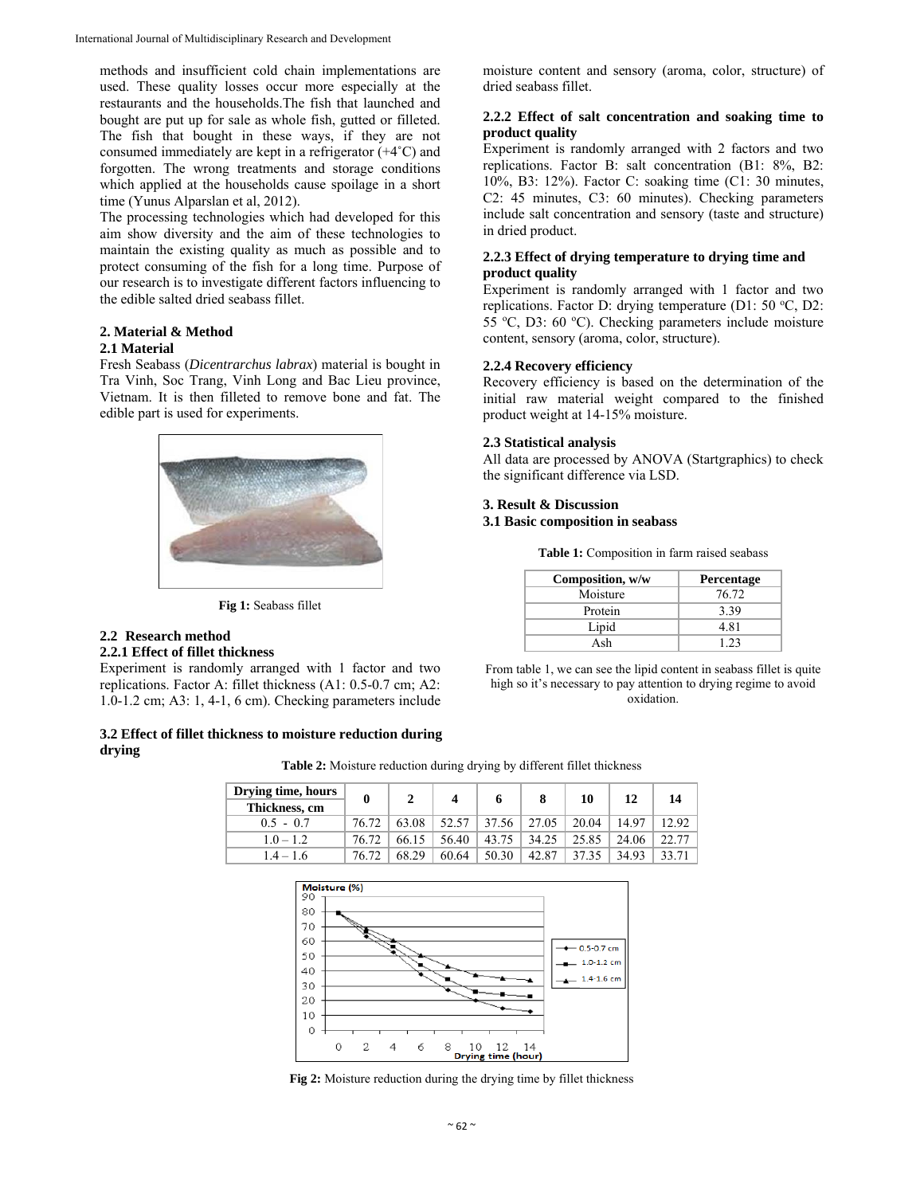methods and insufficient cold chain implementations are used. These quality losses occur more especially at the restaurants and the households.The fish that launched and bought are put up for sale as whole fish, gutted or filleted. The fish that bought in these ways, if they are not consumed immediately are kept in a refrigerator (+4˚C) and forgotten. The wrong treatments and storage conditions which applied at the households cause spoilage in a short time (Yunus Alparslan et al, 2012).

The processing technologies which had developed for this aim show diversity and the aim of these technologies to maintain the existing quality as much as possible and to protect consuming of the fish for a long time. Purpose of our research is to investigate different factors influencing to the edible salted dried seabass fillet.

## 2. Material & Method

### 2.1 Material

Fresh Seabass (*Dicentrarchus labrax*) material is bought in Tra Vinh, Soc Trang, Vinh Long and Bac Lieu province, Vietnam. It is then filleted to remove bone and fat. The edible part is used for experiments.

**Fig 1:** Seabass fillet

### 2.2 Research method

#### 2.2.1 Effect of fillet thickness

Experiment is randomly arranged with 1 factor and two replications. Factor A: fillet thickness (A1: 0.5-0.7 cm; A2: 1.0-1.2 cm; A3: 1, 4-1, 6 cm). Checking parameters include moisture content and sensory (aroma, color, structure) of dried seabass fillet.

#### 2.2.2 Effect of salt concentration and soaking time to product quality

Experiment is randomly arranged with 2 factors and two replications. Factor B: salt concentration (B1: 8%, B2: 10%, B3: 12%). Factor C: soaking time (C1: 30 minutes, C2: 45 minutes, C3: 60 minutes). Checking parameters include salt concentration and sensory (taste and structure) in dried product.

#### 2.2.3 Effect of drying temperature to drying time and product quality

Experiment is randomly arranged with 1 factor and two replications. Factor D: drying temperature (D1: 50 ºC, D2: 55 ºC, D3: 60 ºC). Checking parameters include moisture content, sensory (aroma, color, structure).

#### 2.2.4 Recovery efficiency

Recovery efficiency is based on the determination of the initial raw material weight compared to the finished product weight at 14-15% moisture.

### 2.3 Statistical analysis

All data are processed by ANOVA (Startgraphics) to check the significant difference via LSD.

## 3. Result & Discussion

### 3.1 Basic composition in seabass

**Table 1:** Composition in farm raised seabass

| Composition, w/w | Percentage |
|---|---|
| Moisture | 76.72 |
| Protein | 3.39 |
| Lipid | 4.81 |
| Ash | 1.23 |

From table 1, we can see the lipid content in seabass fillet is quite high so it's necessary to pay attention to drying regime to avoid oxidation.

### 3.2 Effect of fillet thickness to moisture reduction during drying

**Table 2:** Moisture reduction during drying by different fillet thickness

| Drying time, hours / Thickness, cm | 0 | 2 | 4 | 6 | 8 | 10 | 12 | 14 |
|---|---|---|---|---|---|---|---|---|
| 0.5 - 0.7 | 76.72 | 63.08 | 52.57 | 37.56 | 27.05 | 20.04 | 14.97 | 12.92 |
| 1.0 – 1.2 | 76.72 | 66.15 | 56.40 | 43.75 | 34.25 | 25.85 | 24.06 | 22.77 |
| 1.4 – 1.6 | 76.72 | 68.29 | 60.64 | 50.30 | 42.87 | 37.35 | 34.93 | 33.71 |

**Fig 2:** Moisture reduction during the drying time by fillet thickness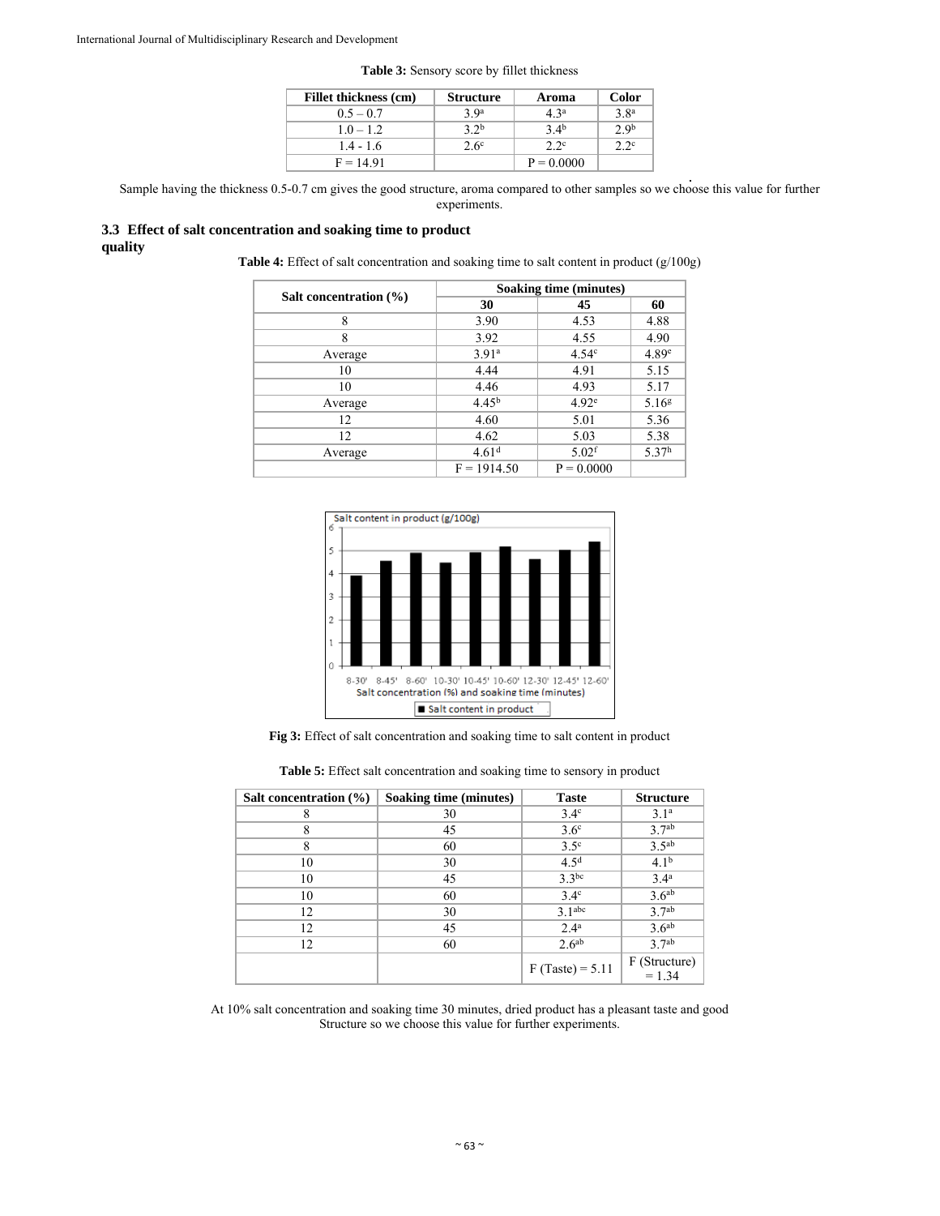**Table 3:** Sensory score by fillet thickness

| Fillet thickness (cm) | Structure | Aroma | Color |
|---|---|---|---|
| 0.5 – 0.7 | 3.9[a] | 4.3[a] | 3.8[a] |
| 1.0 – 1.2 | 3.2[b] | 3.4[b] | 2.9[b] |
| 1.4 - 1.6 | 2.6[c] | 2.2[c] | 2.2[c] |
| F = 14.91 | | P = 0.0000 | |

Sample having the thickness 0.5-0.7 cm gives the good structure, aroma compared to other samples so we choose this value for further experiments.

### 3.3 Effect of salt concentration and soaking time to product quality

**Table 4:** Effect of salt concentration and soaking time to salt content in product (g/100g)

| Salt concentration (%) | Soaking time (minutes) | | |
|---|---|---|---|
| | 30 | 45 | 60 |
| 8 | 3.90 | 4.53 | 4.88 |
| 8 | 3.92 | 4.55 | 4.90 |
| Average | 3.91[a] | 4.54[c] | 4.89[e] |
| 10 | 4.44 | 4.91 | 5.15 |
| 10 | 4.46 | 4.93 | 5.17 |
| Average | 4.45[b] | 4.92[e] | 5.16[g] |
| 12 | 4.60 | 5.01 | 5.36 |
| 12 | 4.62 | 5.03 | 5.38 |
| Average | 4.61[d] | 5.02[f] | 5.37[h] |
| | F = 1914.50 | P = 0.0000 | |

**Fig 3:** Effect of salt concentration and soaking time to salt content in product

**Table 5:** Effect salt concentration and soaking time to sensory in product

| Salt concentration (%) | Soaking time (minutes) | Taste | Structure |
|---|---|---|---|
| 8 | 30 | 3.4[c] | 3.1[a] |
| 8 | 45 | 3.6[c] | 3.7[ab] |
| 8 | 60 | 3.5[c] | 3.5[ab] |
| 10 | 30 | 4.5[d] | 4.1[b] |
| 10 | 45 | 3.3[bc] | 3.4[a] |
| 10 | 60 | 3.4[c] | 3.6[ab] |
| 12 | 30 | 3.1[abc] | 3.7[ab] |
| 12 | 45 | 2.4[a] | 3.6[ab] |
| 12 | 60 | 2.6[ab] | 3.7[ab] |
| | | F (Taste) = 5.11 | F (Structure) = 1.34 |

At 10% salt concentration and soaking time 30 minutes, dried product has a pleasant taste and good Structure so we choose this value for further experiments.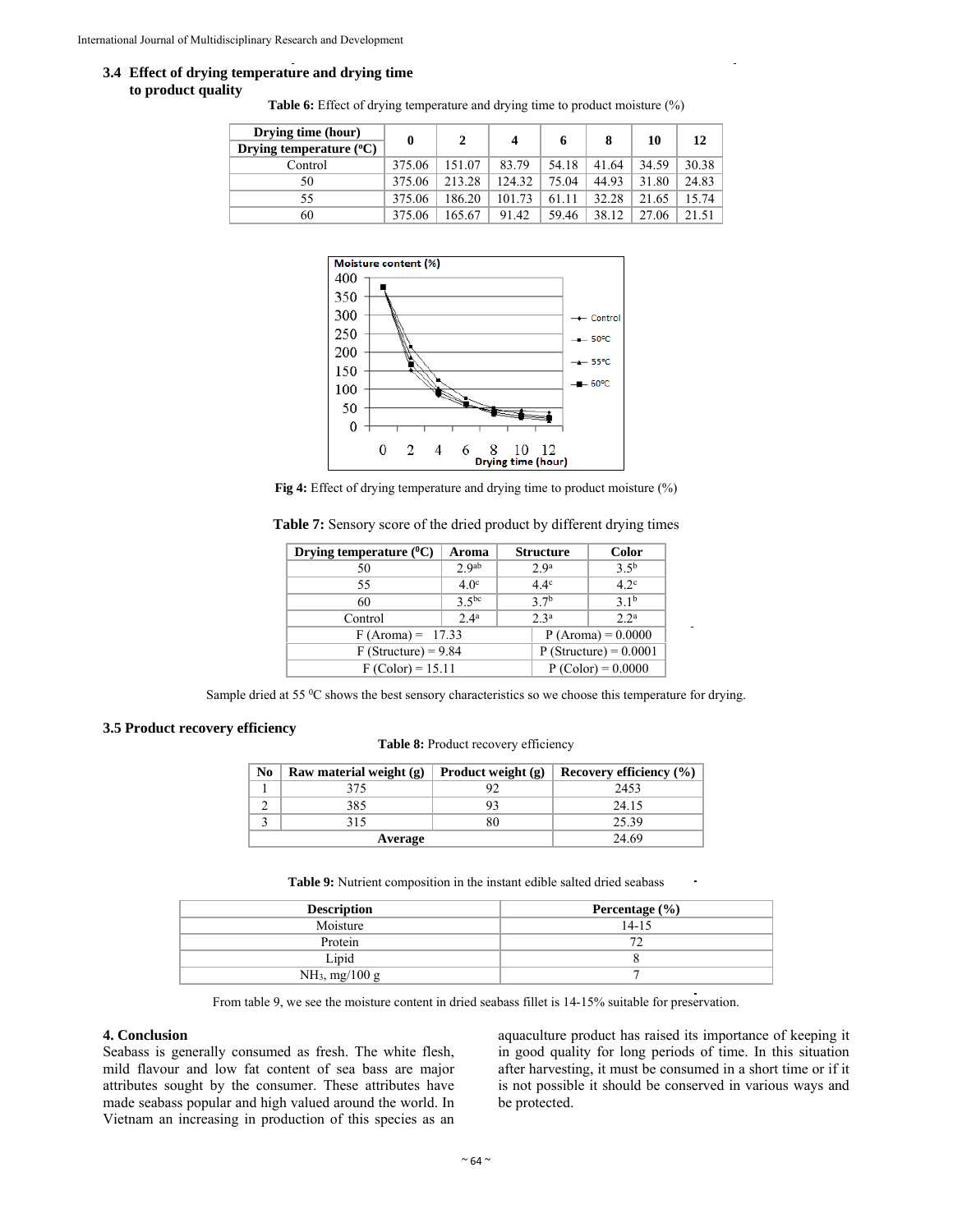### 3.4 Effect of drying temperature and drying time to product quality

**Table 6:** Effect of drying temperature and drying time to product moisture (%)

| Drying time (hour) / Drying temperature ($^oC$) | 0 | 2 | 4 | 6 | 8 | 10 | 12 |
|---|---|---|---|---|---|---|---|
| Control | 375.06 | 151.07 | 83.79 | 54.18 | 41.64 | 34.59 | 30.38 |
| 50 | 375.06 | 213.28 | 124.32 | 75.04 | 44.93 | 31.80 | 24.83 |
| 55 | 375.06 | 186.20 | 101.73 | 61.11 | 32.28 | 21.65 | 15.74 |
| 60 | 375.06 | 165.67 | 91.42 | 59.46 | 38.12 | 27.06 | 21.51 |

**Fig 4:** Effect of drying temperature and drying time to product moisture (%)

**Table 7:** Sensory score of the dried product by different drying times

| Drying temperature ($^0C$) | Aroma | Structure | Color |
|---|---|---|---|
| 50 | $2.9^{ab}$ | $2.9^{a}$ | $3.5^{b}$ |
| 55 | $4.0^{c}$ | $4.4^{c}$ | $4.2^{c}$ |
| 60 | $3.5^{bc}$ | $3.7^{b}$ | $3.1^{b}$ |
| Control | $2.4^{a}$ | $2.3^{a}$ | $2.2^{a}$ |
| F (Aroma) = 17.33 | | P (Aroma) = 0.0000 | |
| F (Structure) = 9.84 | | P (Structure) = 0.0001 | |
| F (Color) = 15.11 | | P (Color) = 0.0000 | |

Sample dried at 55 $^0C$ shows the best sensory characteristics so we choose this temperature for drying.

### 3.5 Product recovery efficiency

**Table 8:** Product recovery efficiency

| No | Raw material weight (g) | Product weight (g) | Recovery efficiency (%) |
|---|---|---|---|
| 1 | 375 | 92 | 2453 |
| 2 | 385 | 93 | 24.15 |
| 3 | 315 | 80 | 25.39 |
| Average | | | 24.69 |

**Table 9:** Nutrient composition in the instant edible salted dried seabass

| Description | Percentage (%) |
|---|---|
| Moisture | 14-15 |
| Protein | 72 |
| Lipid | 8 |
| $NH_3$, mg/100 g | 7 |

From table 9, we see the moisture content in dried seabass fillet is 14-15% suitable for preservation.

## 4. Conclusion

Seabass is generally consumed as fresh. The white flesh, mild flavour and low fat content of sea bass are major attributes sought by the consumer. These attributes have made seabass popular and high valued around the world. In Vietnam an increasing in production of this species as an aquaculture product has raised its importance of keeping it in good quality for long periods of time. In this situation after harvesting, it must be consumed in a short time or if it is not possible it should be conserved in various ways and be protected.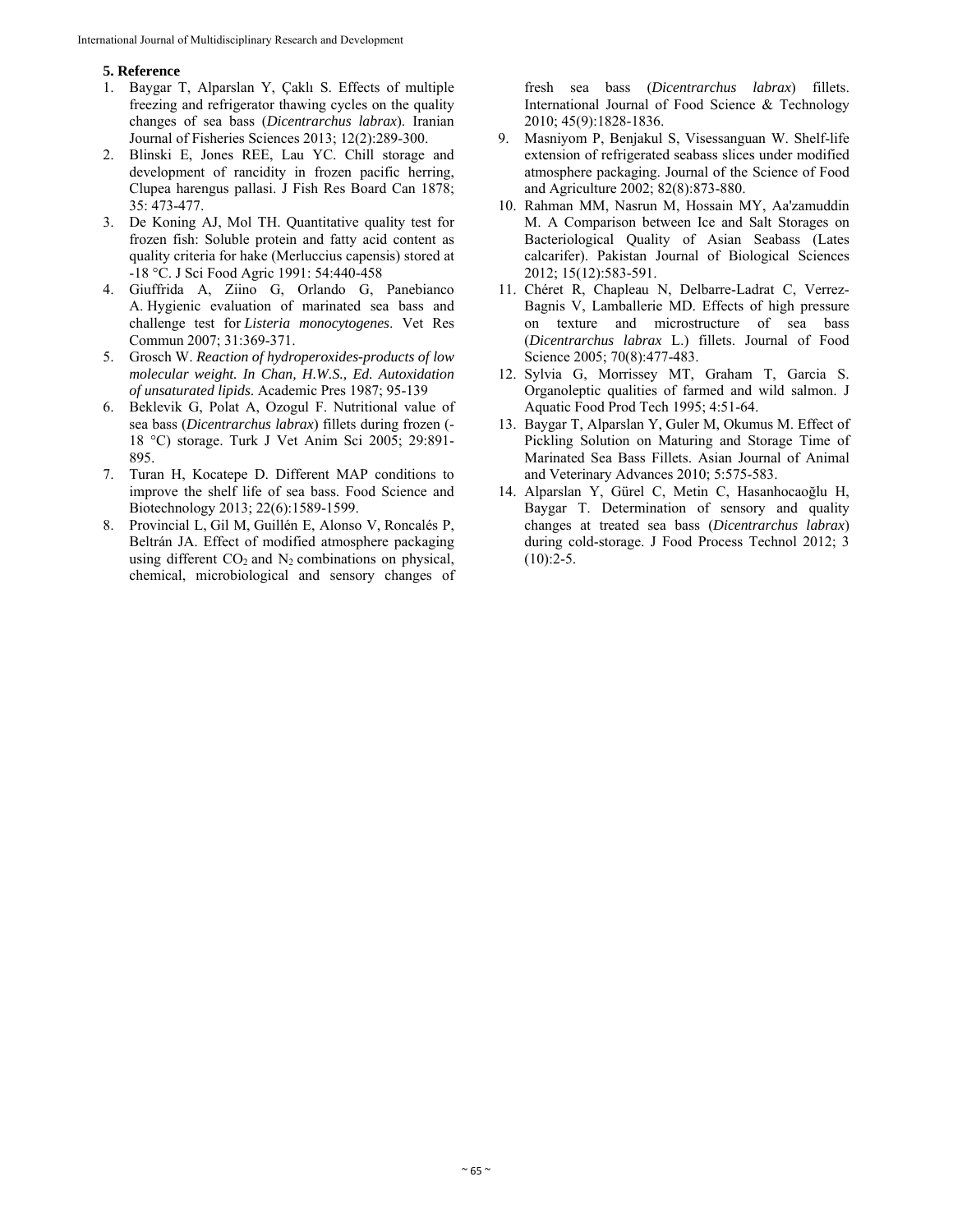## 5. Reference

1. Baygar T, Alparslan Y, Çaklı S. Effects of multiple freezing and refrigerator thawing cycles on the quality changes of sea bass (*Dicentrarchus labrax*). Iranian Journal of Fisheries Sciences 2013; 12(2):289-300.
2. Blinski E, Jones REE, Lau YC. Chill storage and development of rancidity in frozen pacific herring, Clupea harengus pallasi. J Fish Res Board Can 1878; 35: 473-477.
3. De Koning AJ, Mol TH. Quantitative quality test for frozen fish: Soluble protein and fatty acid content as quality criteria for hake (Merluccius capensis) stored at -18 °C. J Sci Food Agric 1991: 54:440-458
4. Giuffrida A, Ziino G, Orlando G, Panebianco A. Hygienic evaluation of marinated sea bass and challenge test for *Listeria monocytogenes*. Vet Res Commun 2007; 31:369-371.
5. Grosch W. *Reaction of hydroperoxides-products of low molecular weight. In Chan, H.W.S., Ed. Autoxidation of unsaturated lipids*. Academic Pres 1987; 95-139
6. Beklevik G, Polat A, Ozogul F. Nutritional value of sea bass (*Dicentrarchus labrax*) fillets during frozen (-18 °C) storage. Turk J Vet Anim Sci 2005; 29:891-895.
7. Turan H, Kocatepe D. Different MAP conditions to improve the shelf life of sea bass. Food Science and Biotechnology 2013; 22(6):1589-1599.
8. Provincial L, Gil M, Guillén E, Alonso V, Roncalés P, Beltrán JA. Effect of modified atmosphere packaging using different $CO_2$ and $N_2$ combinations on physical, chemical, microbiological and sensory changes of fresh sea bass (*Dicentrarchus labrax*) fillets. International Journal of Food Science & Technology 2010; 45(9):1828-1836.
9. Masniyom P, Benjakul S, Visessanguan W. Shelf-life extension of refrigerated seabass slices under modified atmosphere packaging. Journal of the Science of Food and Agriculture 2002; 82(8):873-880.
10. Rahman MM, Nasrun M, Hossain MY, Aa'zamuddin M. A Comparison between Ice and Salt Storages on Bacteriological Quality of Asian Seabass (Lates calcarifer). Pakistan Journal of Biological Sciences 2012; 15(12):583-591.
11. Chéret R, Chapleau N, Delbarre-Ladrat C, Verrez-Bagnis V, Lamballerie MD. Effects of high pressure on texture and microstructure of sea bass (*Dicentrarchus labrax* L.) fillets. Journal of Food Science 2005; 70(8):477-483.
12. Sylvia G, Morrissey MT, Graham T, Garcia S. Organoleptic qualities of farmed and wild salmon. J Aquatic Food Prod Tech 1995; 4:51-64.
13. Baygar T, Alparslan Y, Guler M, Okumus M. Effect of Pickling Solution on Maturing and Storage Time of Marinated Sea Bass Fillets. Asian Journal of Animal and Veterinary Advances 2010; 5:575-583.
14. Alparslan Y, Gürel C, Metin C, Hasanhocaoğlu H, Baygar T. Determination of sensory and quality changes at treated sea bass (*Dicentrarchus labrax*) during cold-storage. J Food Process Technol 2012; 3 (10):2-5.